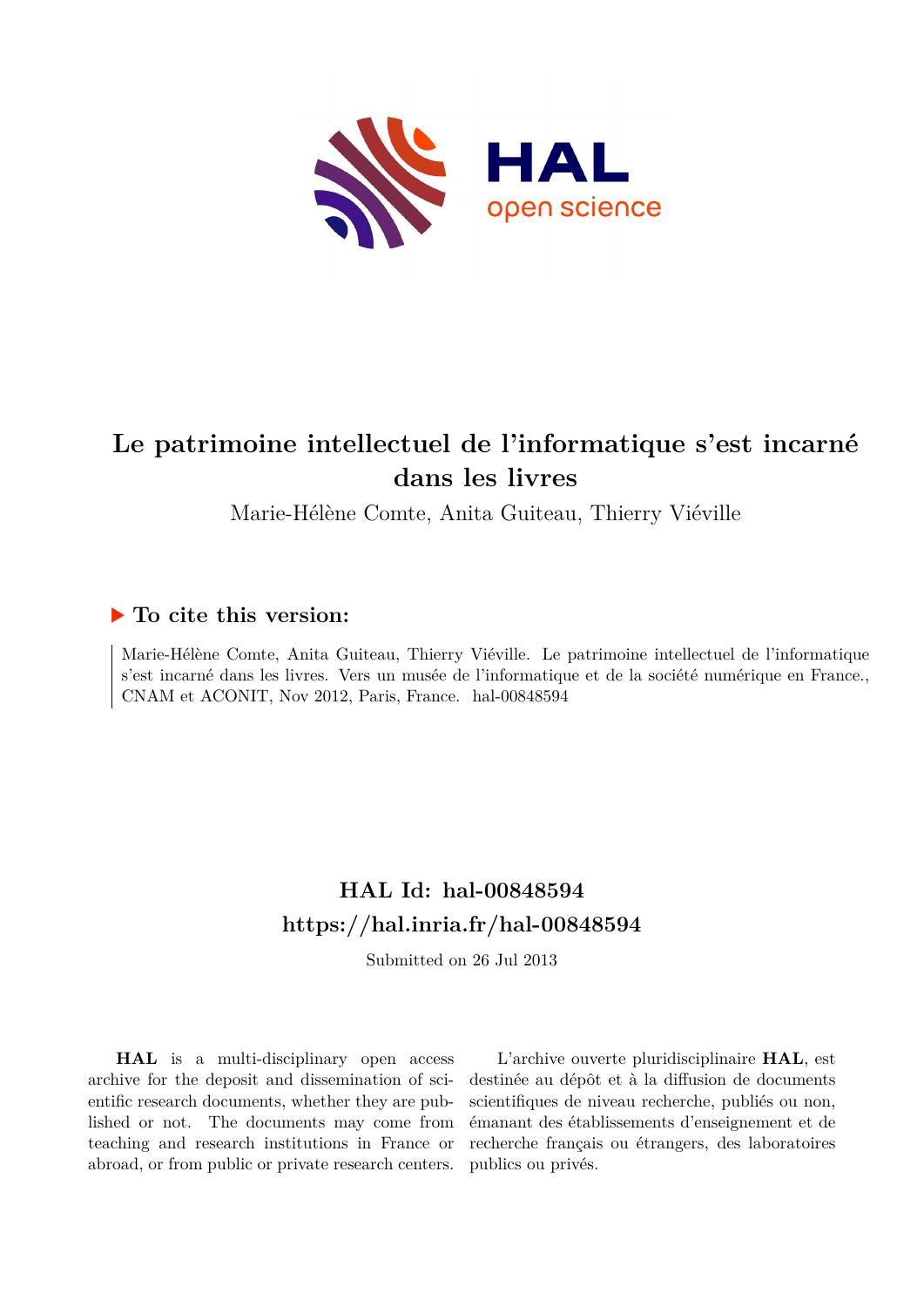# Le patrimoine intellectuel de l'informatique s'est incarné dans les livres

Marie-Hélène Comte, Anita Guiteau, Thierry Viéville

## ▶ To cite this version:

Marie-Hélène Comte, Anita Guiteau, Thierry Viéville. Le patrimoine intellectuel de l'informatique s'est incarné dans les livres. Vers un musée de l'informatique et de la société numérique en France., CNAM et ACONIT, Nov 2012, Paris, France. hal-00848594

## HAL Id: hal-00848594
## https://hal.inria.fr/hal-00848594

Submitted on 26 Jul 2013

**HAL** is a multi-disciplinary open access archive for the deposit and dissemination of scientific research documents, whether they are published or not. The documents may come from teaching and research institutions in France or abroad, or from public or private research centers.

L'archive ouverte pluridisciplinaire **HAL**, est destinée au dépôt et à la diffusion de documents scientifiques de niveau recherche, publiés ou non, émanant des établissements d'enseignement et de recherche français ou étrangers, des laboratoires publics ou privés.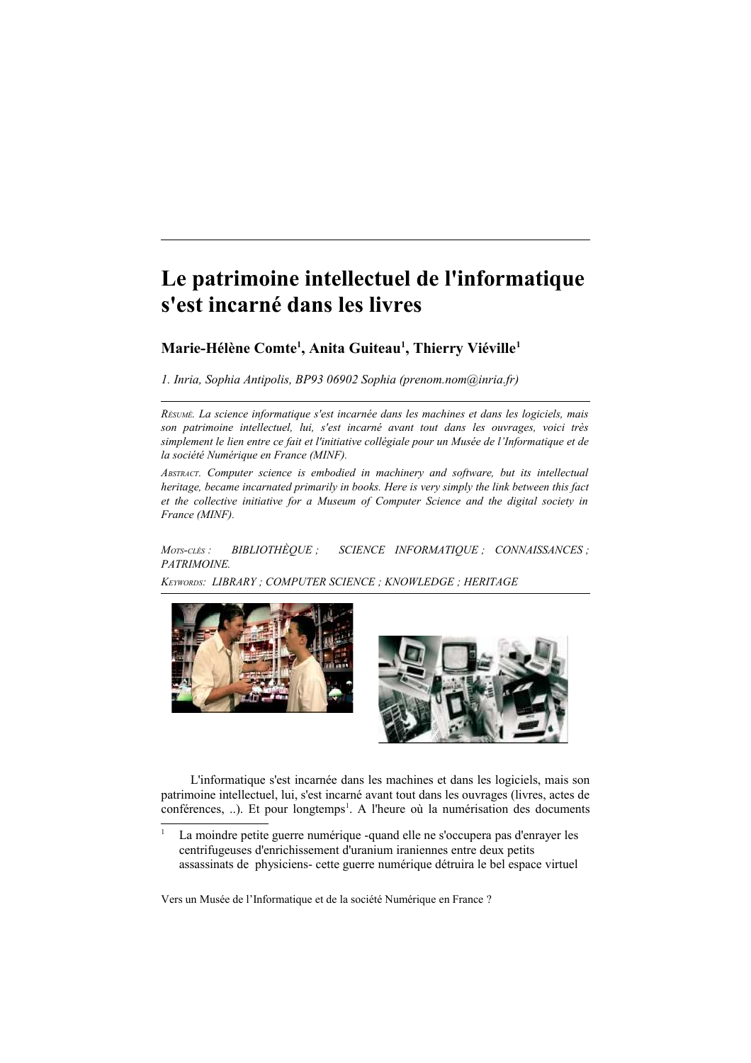# Le patrimoine intellectuel de l'informatique s'est incarné dans les livres

**Marie-Hélène Comte[1], Anita Guiteau[1], Thierry Viéville[1]**

*1. Inria, Sophia Antipolis, BP93 06902 Sophia (prenom.nom@inria.fr)*

*RÉSUMÉ. La science informatique s'est incarnée dans les machines et dans les logiciels, mais son patrimoine intellectuel, lui, s'est incarné avant tout dans les ouvrages, voici très simplement le lien entre ce fait et l'initiative collégiale pour un Musée de l'Informatique et de la société Numérique en France (MINF).*

*ABSTRACT. Computer science is embodied in machinery and software, but its intellectual heritage, became incarnated primarily in books. Here is very simply the link between this fact et the collective initiative for a Museum of Computer Science and the digital society in France (MINF).*

*MOTS-CLÉS : BIBLIOTHÈQUE ; SCIENCE INFORMATIQUE ; CONNAISSANCES ; PATRIMOINE.*

*KEYWORDS: LIBRARY ; COMPUTER SCIENCE ; KNOWLEDGE ; HERITAGE*

L'informatique s'est incarnée dans les machines et dans les logiciels, mais son patrimoine intellectuel, lui, s'est incarné avant tout dans les ouvrages (livres, actes de conférences, ..). Et pour longtemps[1]. A l'heure où la numérisation des documents

[1] La moindre petite guerre numérique -quand elle ne s'occupera pas d'enrayer les centrifugeuses d'enrichissement d'uranium iraniennes entre deux petits assassinats de physiciens- cette guerre numérique détruira le bel espace virtuel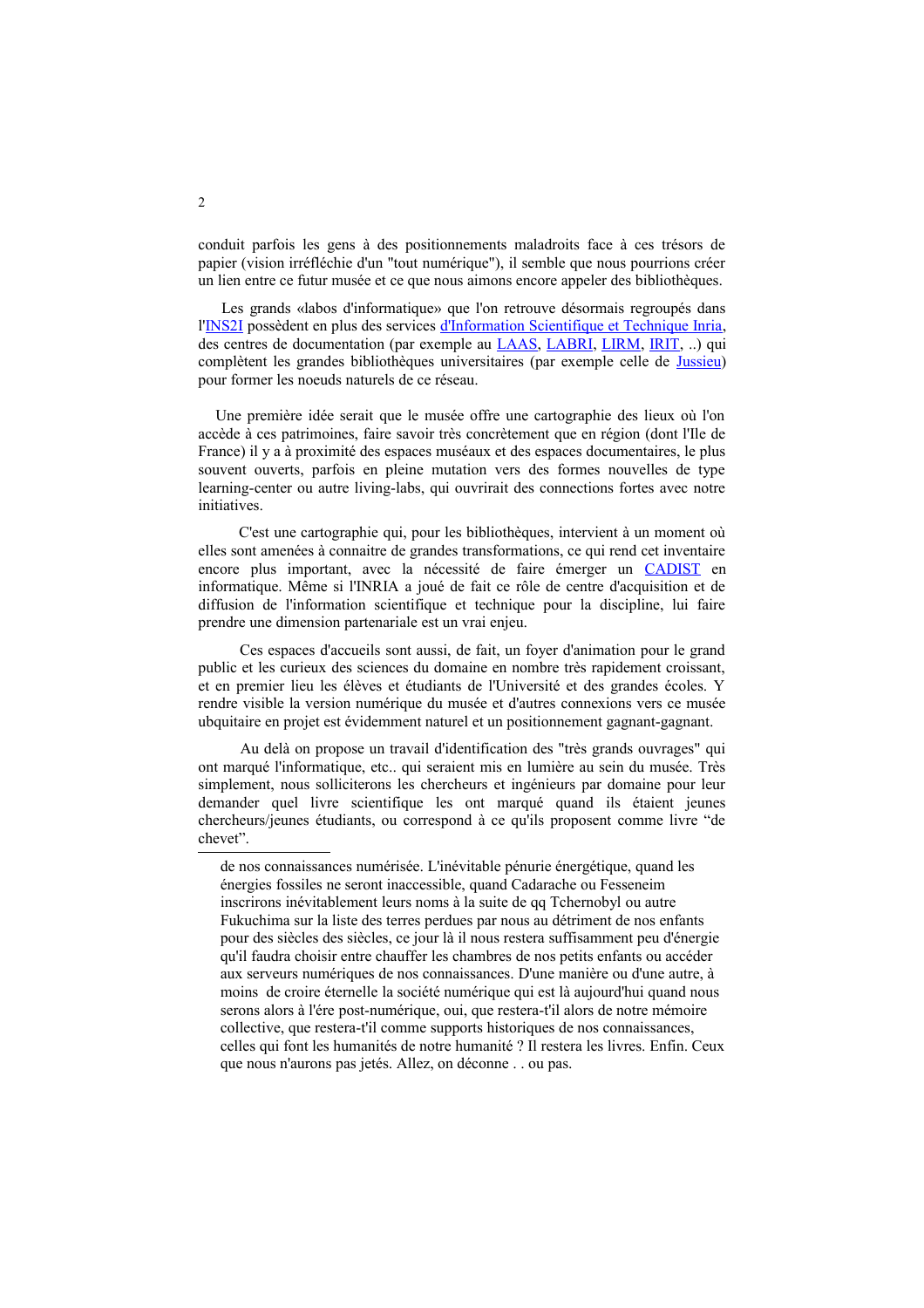conduit parfois les gens à des positionnements maladroits face à ces trésors de papier (vision irréfléchie d'un "tout numérique"), il semble que nous pourrions créer un lien entre ce futur musée et ce que nous aimons encore appeler des bibliothèques.

Les grands «labos d'informatique» que l'on retrouve désormais regroupés dans l'INS2I possèdent en plus des services d'Information Scientifique et Technique Inria, des centres de documentation (par exemple au LAAS, LABRI, LIRM, IRIT, ..) qui complètent les grandes bibliothèques universitaires (par exemple celle de Jussieu) pour former les noeuds naturels de ce réseau.

Une première idée serait que le musée offre une cartographie des lieux où l'on accède à ces patrimoines, faire savoir très concrètement que en région (dont l'Ile de France) il y a à proximité des espaces muséaux et des espaces documentaires, le plus souvent ouverts, parfois en pleine mutation vers des formes nouvelles de type learning-center ou autre living-labs, qui ouvrirait des connections fortes avec notre initiatives.

C'est une cartographie qui, pour les bibliothèques, intervient à un moment où elles sont amenées à connaitre de grandes transformations, ce qui rend cet inventaire encore plus important, avec la nécessité de faire émerger un CADIST en informatique. Même si l'INRIA a joué de fait ce rôle de centre d'acquisition et de diffusion de l'information scientifique et technique pour la discipline, lui faire prendre une dimension partenariale est un vrai enjeu.

Ces espaces d'accueils sont aussi, de fait, un foyer d'animation pour le grand public et les curieux des sciences du domaine en nombre très rapidement croissant, et en premier lieu les élèves et étudiants de l'Université et des grandes écoles. Y rendre visible la version numérique du musée et d'autres connexions vers ce musée ubiquitaire en projet est évidemment naturel et un positionnement gagnant-gagnant.

Au delà on propose un travail d'identification des "très grands ouvrages" qui ont marqué l'informatique, etc.. qui seraient mis en lumière au sein du musée. Très simplement, nous solliciterons les chercheurs et ingénieurs par domaine pour leur demander quel livre scientifique les ont marqué quand ils étaient jeunes chercheurs/jeunes étudiants, ou correspond à ce qu'ils proposent comme livre “de chevet”.

---

de nos connaissances numérisée. L'inévitable pénurie énergétique, quand les énergies fossiles ne seront inaccessible, quand Cadarache ou Fesseneim inscrirons inévitablement leurs noms à la suite de qq Tchernobyl ou autre Fukuchima sur la liste des terres perdues par nous au détriment de nos enfants pour des siècles des siècles, ce jour là il nous restera suffisamment peu d'énergie qu'il faudra choisir entre chauffer les chambres de nos petits enfants ou accéder aux serveurs numériques de nos connaissances. D'une manière ou d'une autre, à moins de croire éternelle la société numérique qui est là aujourd'hui quand nous serons alors à l'ére post-numérique, oui, que restera-t'il alors de notre mémoire collective, que restera-t'il comme supports historiques de nos connaissances, celles qui font les humanités de notre humanité ? Il restera les livres. Enfin. Ceux que nous n'aurons pas jetés. Allez, on déconne . . ou pas.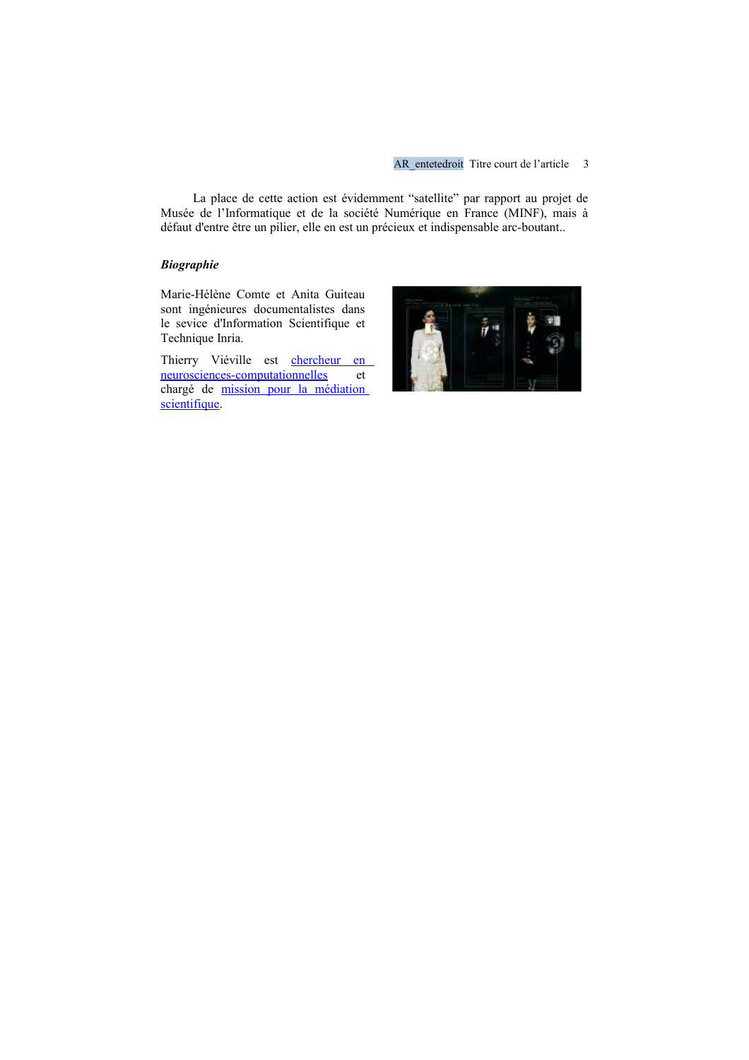La place de cette action est évidemment “satellite” par rapport au projet de Musée de l’Informatique et de la société Numérique en France (MINF), mais à défaut d'entre être un pilier, elle en est un précieux et indispensable arc-boutant..

***Biographie***

Marie-Hélène Comte et Anita Guiteau sont ingénieures documentalistes dans le sevice d'Information Scientifique et Technique Inria.

Thierry Viéville est chercheur en neurosciences-computationnelles et chargé de mission pour la médiation scientifique.